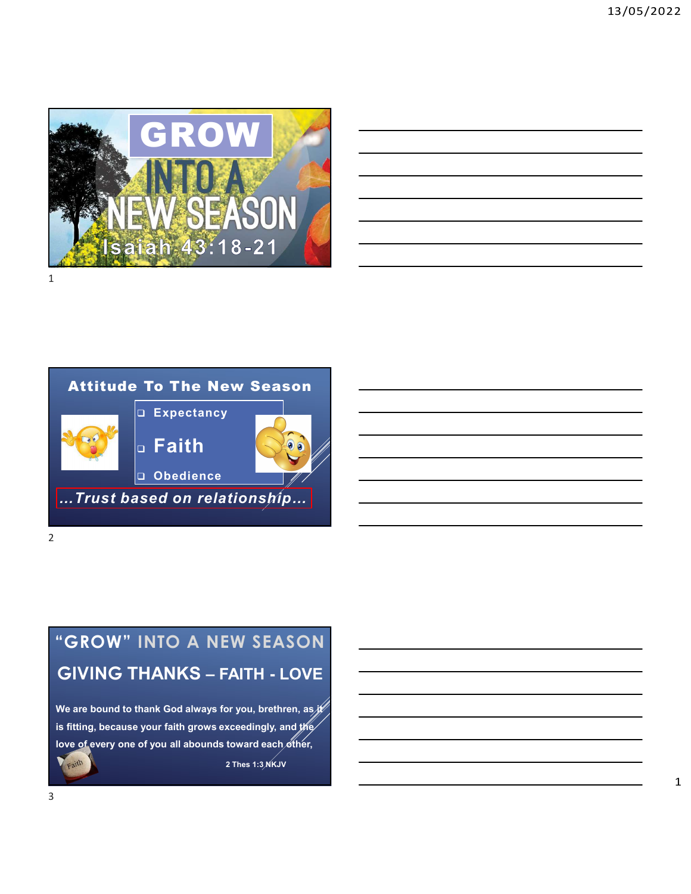# GROW INTO A NEW SEASON

Isaiah 43:18-21

## Attitude To The New Season

- Expectancy
- Faith
- Obedience

*...Trust based on relationship...*

## "GROW" INTO A NEW SEASON

## GIVING THANKS – FAITH - LOVE

We are bound to thank God always for you, brethren, as it is fitting, because your faith grows exceedingly, and the love of every one of you all abounds toward each other,

2 Thes 1:3 NKJV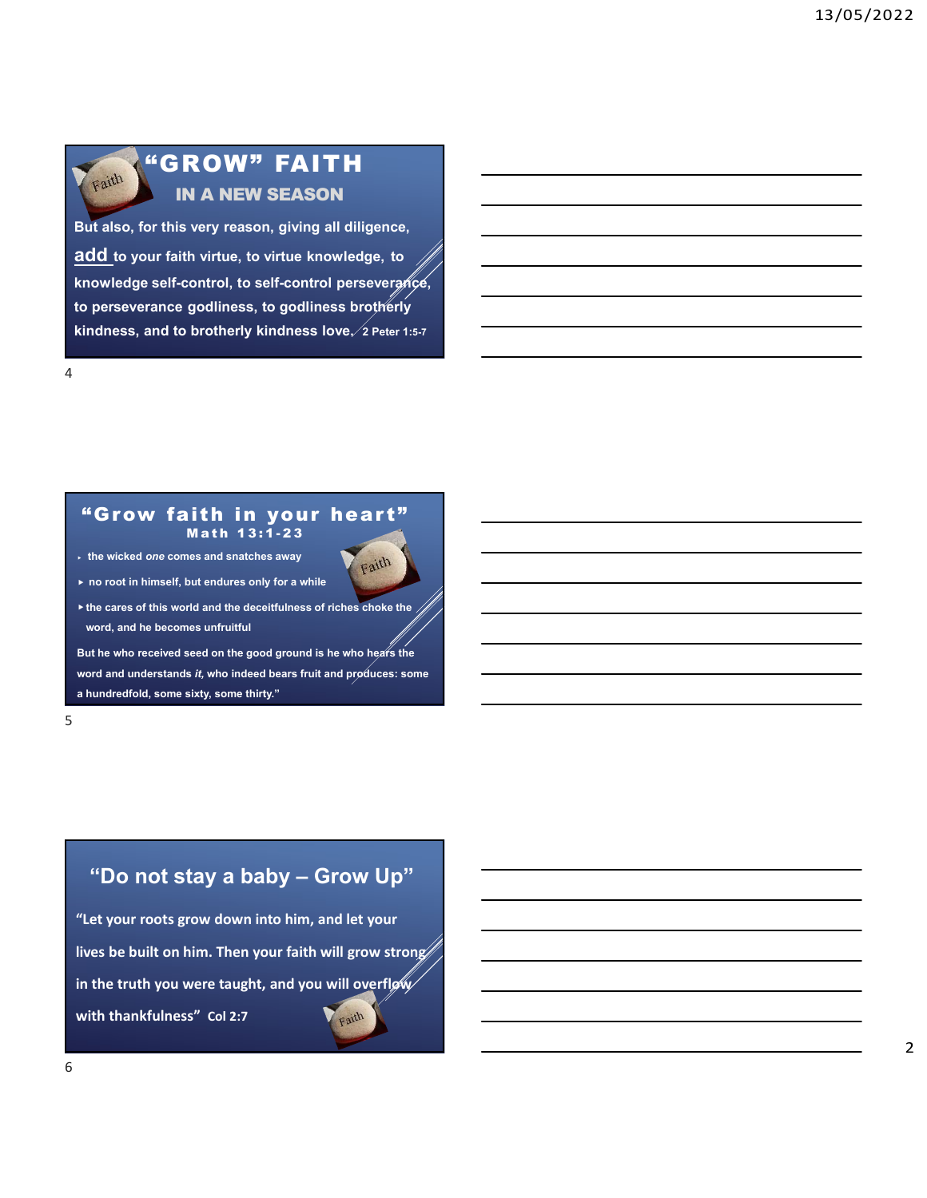## "GROW" FAITH

### IN A NEW SEASON

But also, for this very reason, giving all diligence, add to your faith virtue, to virtue knowledge, to knowledge self-control, to self-control perseverance, to perseverance godliness, to godliness brotherly kindness, and to brotherly kindness love. 2 Peter 1:5-7

## "Grow faith in your heart"

### Math 13:1-23

- the wicked *one* comes and snatches away
- no root in himself, but endures only for a while
- the cares of this world and the deceitfulness of riches choke the word, and he becomes unfruitful

But he who received seed on the good ground is he who hears the word and understands *it*, who indeed bears fruit and produces: some a hundredfold, some sixty, some thirty."

## "Do not stay a baby – Grow Up"

"Let your roots grow down into him, and let your lives be built on him. Then your faith will grow strong in the truth you were taught, and you will overflow with thankfulness" Col 2:7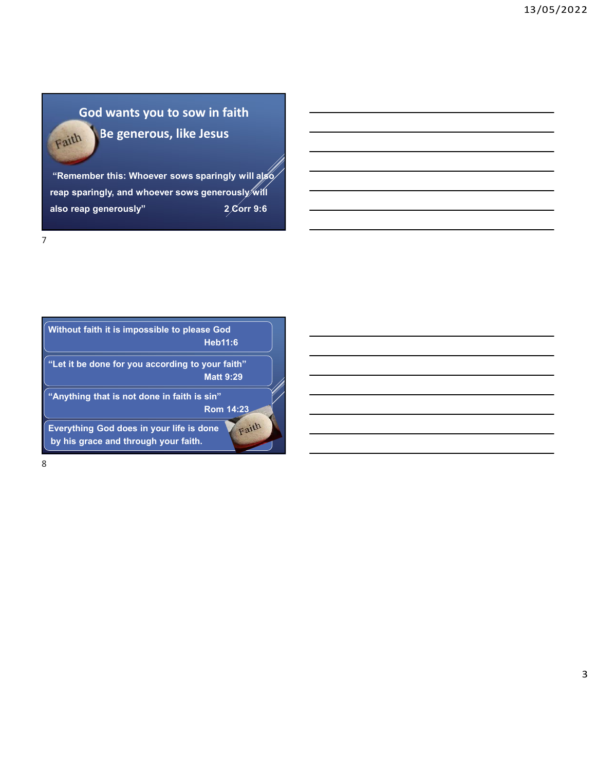## God wants you to sow in faith

### Be generous, like Jesus

"Remember this: Whoever sows sparingly will also reap sparingly, and whoever sows generously will also reap generously" 2 Corr 9:6

Without faith it is impossible to please God Heb11:6

"Let it be done for you according to your faith" Matt 9:29

"Anything that is not done in faith is sin" Rom 14:23

Everything God does in your life is done by his grace and through your faith.